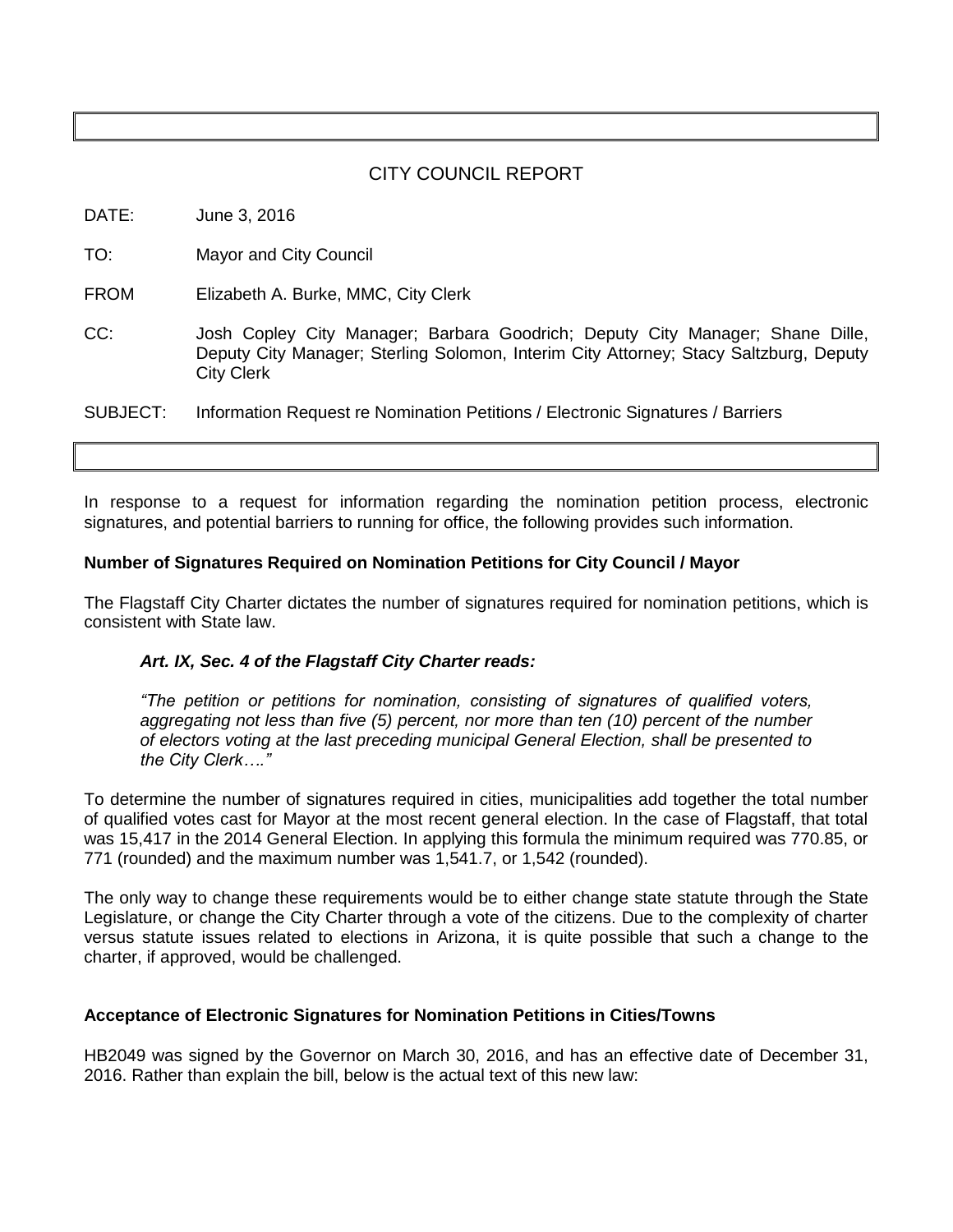## CITY COUNCIL REPORT

DATE: June 3, 2016

TO: Mayor and City Council

FROM Elizabeth A. Burke, MMC, City Clerk

CC: Josh Copley City Manager; Barbara Goodrich; Deputy City Manager; Shane Dille, Deputy City Manager; Sterling Solomon, Interim City Attorney; Stacy Saltzburg, Deputy City Clerk

SUBJECT: Information Request re Nomination Petitions / Electronic Signatures / Barriers

---

In response to a request for information regarding the nomination petition process, electronic signatures, and potential barriers to running for office, the following provides such information.

**Number of Signatures Required on Nomination Petitions for City Council / Mayor**

The Flagstaff City Charter dictates the number of signatures required for nomination petitions, which is consistent with State law.

> ***Art. IX, Sec. 4 of the Flagstaff City Charter reads:***
>
> *"The petition or petitions for nomination, consisting of signatures of qualified voters, aggregating not less than five (5) percent, nor more than ten (10) percent of the number of electors voting at the last preceding municipal General Election, shall be presented to the City Clerk…."*

To determine the number of signatures required in cities, municipalities add together the total number of qualified votes cast for Mayor at the most recent general election. In the case of Flagstaff, that total was 15,417 in the 2014 General Election. In applying this formula the minimum required was 770.85, or 771 (rounded) and the maximum number was 1,541.7, or 1,542 (rounded).

The only way to change these requirements would be to either change state statute through the State Legislature, or change the City Charter through a vote of the citizens. Due to the complexity of charter versus statute issues related to elections in Arizona, it is quite possible that such a change to the charter, if approved, would be challenged.

**Acceptance of Electronic Signatures for Nomination Petitions in Cities/Towns**

HB2049 was signed by the Governor on March 30, 2016, and has an effective date of December 31, 2016. Rather than explain the bill, below is the actual text of this new law: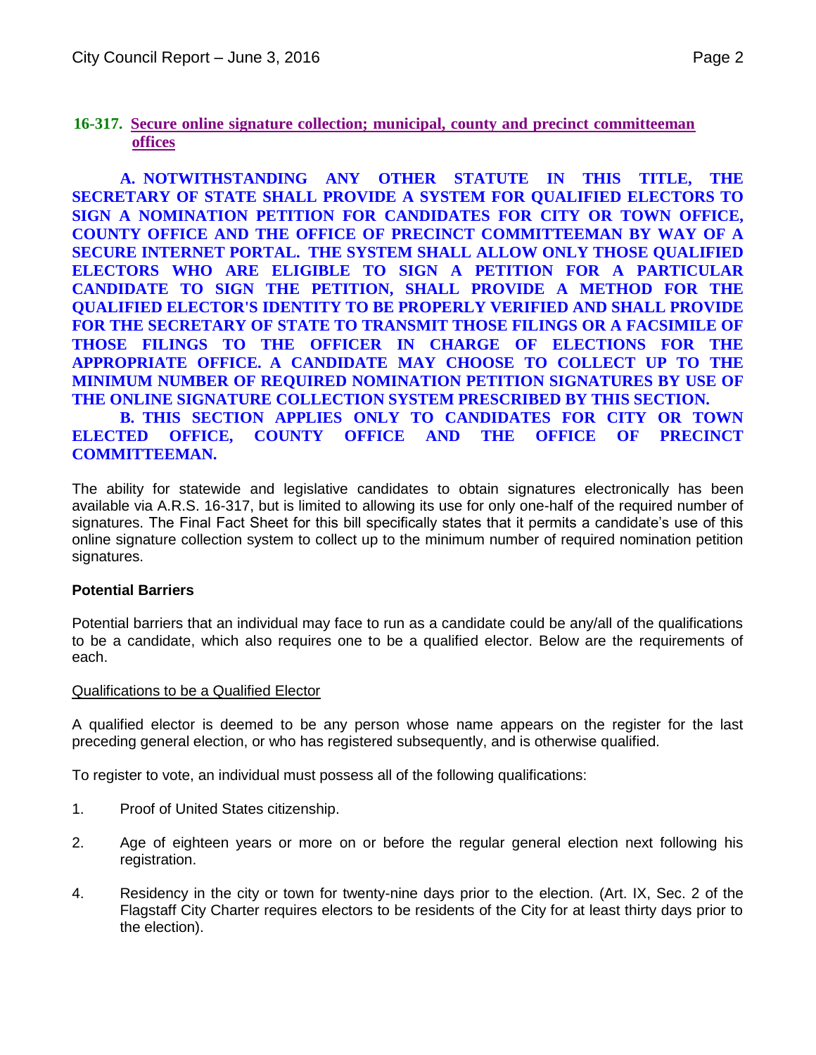**16-317. Secure online signature collection; municipal, county and precinct committeeman offices**

**A. NOTWITHSTANDING ANY OTHER STATUTE IN THIS TITLE, THE SECRETARY OF STATE SHALL PROVIDE A SYSTEM FOR QUALIFIED ELECTORS TO SIGN A NOMINATION PETITION FOR CANDIDATES FOR CITY OR TOWN OFFICE, COUNTY OFFICE AND THE OFFICE OF PRECINCT COMMITTEEMAN BY WAY OF A SECURE INTERNET PORTAL. THE SYSTEM SHALL ALLOW ONLY THOSE QUALIFIED ELECTORS WHO ARE ELIGIBLE TO SIGN A PETITION FOR A PARTICULAR CANDIDATE TO SIGN THE PETITION, SHALL PROVIDE A METHOD FOR THE QUALIFIED ELECTOR'S IDENTITY TO BE PROPERLY VERIFIED AND SHALL PROVIDE FOR THE SECRETARY OF STATE TO TRANSMIT THOSE FILINGS OR A FACSIMILE OF THOSE FILINGS TO THE OFFICER IN CHARGE OF ELECTIONS FOR THE APPROPRIATE OFFICE. A CANDIDATE MAY CHOOSE TO COLLECT UP TO THE MINIMUM NUMBER OF REQUIRED NOMINATION PETITION SIGNATURES BY USE OF THE ONLINE SIGNATURE COLLECTION SYSTEM PRESCRIBED BY THIS SECTION.**

**B. THIS SECTION APPLIES ONLY TO CANDIDATES FOR CITY OR TOWN ELECTED OFFICE, COUNTY OFFICE AND THE OFFICE OF PRECINCT COMMITTEEMAN.**

The ability for statewide and legislative candidates to obtain signatures electronically has been available via A.R.S. 16-317, but is limited to allowing its use for only one-half of the required number of signatures. The Final Fact Sheet for this bill specifically states that it permits a candidate's use of this online signature collection system to collect up to the minimum number of required nomination petition signatures.

**Potential Barriers**

Potential barriers that an individual may face to run as a candidate could be any/all of the qualifications to be a candidate, which also requires one to be a qualified elector. Below are the requirements of each.

Qualifications to be a Qualified Elector

A qualified elector is deemed to be any person whose name appears on the register for the last preceding general election, or who has registered subsequently, and is otherwise qualified.

To register to vote, an individual must possess all of the following qualifications:

1. Proof of United States citizenship.

2. Age of eighteen years or more on or before the regular general election next following his registration.

4. Residency in the city or town for twenty-nine days prior to the election. (Art. IX, Sec. 2 of the Flagstaff City Charter requires electors to be residents of the City for at least thirty days prior to the election).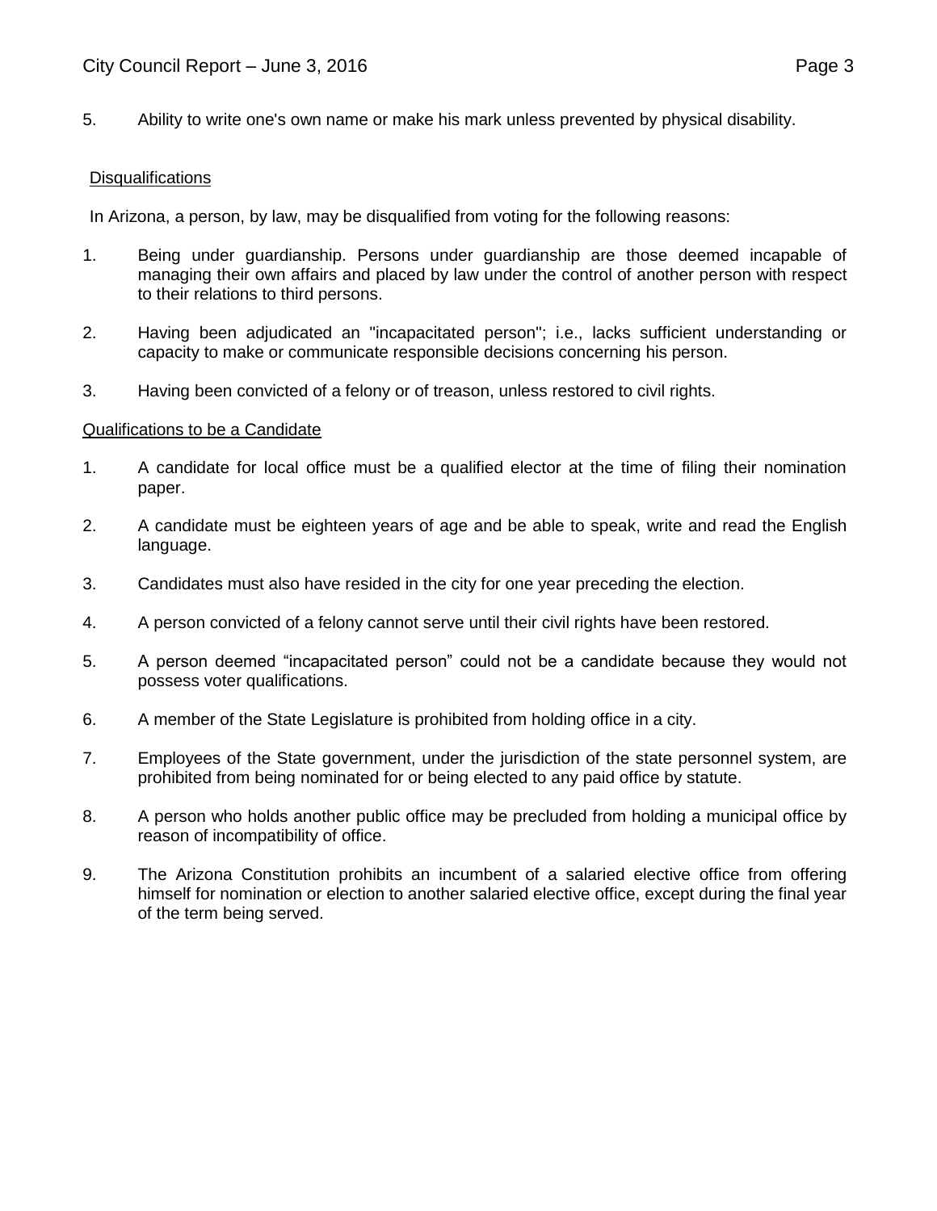5. Ability to write one's own name or make his mark unless prevented by physical disability.

Disqualifications

In Arizona, a person, by law, may be disqualified from voting for the following reasons:

1. Being under guardianship. Persons under guardianship are those deemed incapable of managing their own affairs and placed by law under the control of another person with respect to their relations to third persons.
2. Having been adjudicated an "incapacitated person"; i.e., lacks sufficient understanding or capacity to make or communicate responsible decisions concerning his person.
3. Having been convicted of a felony or of treason, unless restored to civil rights.

Qualifications to be a Candidate

1. A candidate for local office must be a qualified elector at the time of filing their nomination paper.
2. A candidate must be eighteen years of age and be able to speak, write and read the English language.
3. Candidates must also have resided in the city for one year preceding the election.
4. A person convicted of a felony cannot serve until their civil rights have been restored.
5. A person deemed "incapacitated person" could not be a candidate because they would not possess voter qualifications.
6. A member of the State Legislature is prohibited from holding office in a city.
7. Employees of the State government, under the jurisdiction of the state personnel system, are prohibited from being nominated for or being elected to any paid office by statute.
8. A person who holds another public office may be precluded from holding a municipal office by reason of incompatibility of office.
9. The Arizona Constitution prohibits an incumbent of a salaried elective office from offering himself for nomination or election to another salaried elective office, except during the final year of the term being served.